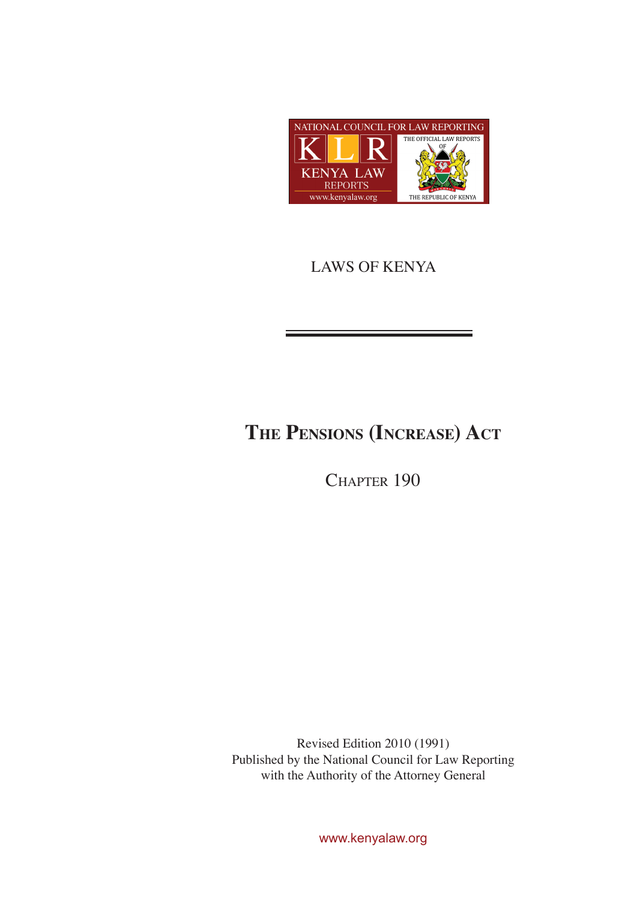NATIONAL COUNCIL FOR LAW REPORTING

KLR

KENYA LAW REPORTS

www.kenyalaw.org

THE OFFICIAL LAW REPORTS OF THE REPUBLIC OF KENYA

LAWS OF KENYA

# THE PENSIONS (INCREASE) ACT

## CHAPTER 190

Revised Edition 2010 (1991)
Published by the National Council for Law Reporting
with the Authority of the Attorney General

www.kenyalaw.org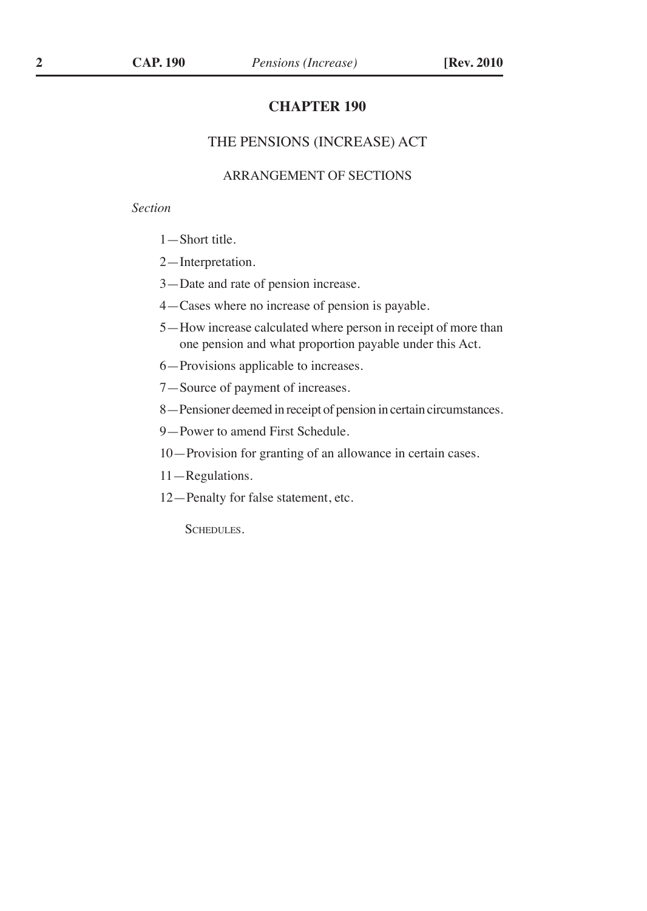# CHAPTER 190

## THE PENSIONS (INCREASE) ACT

### ARRANGEMENT OF SECTIONS

*Section*

1—Short title.

2—Interpretation.

3—Date and rate of pension increase.

4—Cases where no increase of pension is payable.

5—How increase calculated where person in receipt of more than one pension and what proportion payable under this Act.

6—Provisions applicable to increases.

7—Source of payment of increases.

8—Pensioner deemed in receipt of pension in certain circumstances.

9—Power to amend First Schedule.

10—Provision for granting of an allowance in certain cases.

11—Regulations.

12—Penalty for false statement, etc.

SCHEDULES.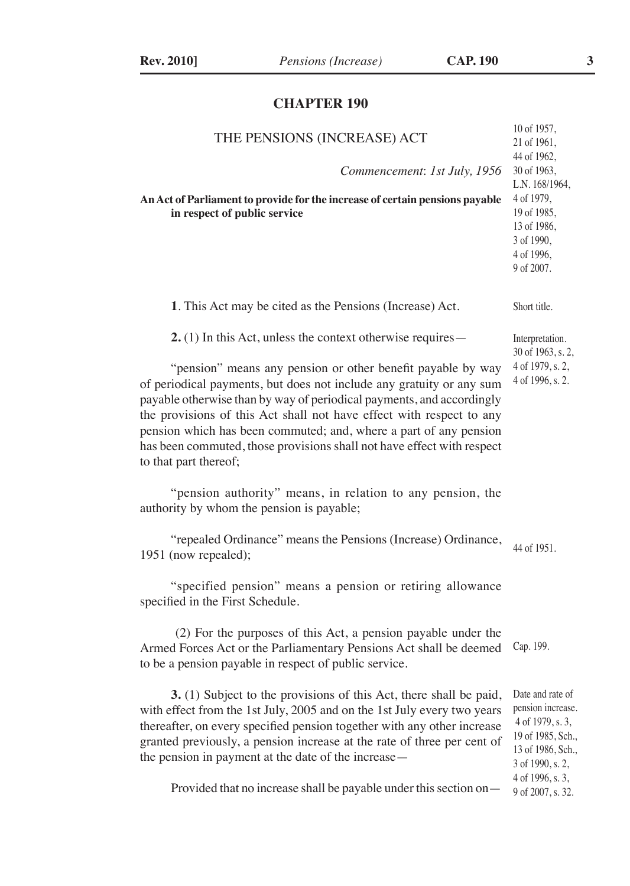# CHAPTER 190

## THE PENSIONS (INCREASE) ACT

10 of 1957,
21 of 1961,
44 of 1962,
30 of 1963,
L.N. 168/1964,
4 of 1979,
19 of 1985,
13 of 1986,
3 of 1990,
4 of 1996,
9 of 2007.

*Commencement: 1st July, 1956*

**An Act of Parliament to provide for the increase of certain pensions payable in respect of public service**

Short title.

**1**. This Act may be cited as the Pensions (Increase) Act.

Interpretation.
30 of 1963, s. 2,
4 of 1979, s. 2,
4 of 1996, s. 2.

**2.** (1) In this Act, unless the context otherwise requires—

"pension" means any pension or other benefit payable by way of periodical payments, but does not include any gratuity or any sum payable otherwise than by way of periodical payments, and accordingly the provisions of this Act shall not have effect with respect to any pension which has been commuted; and, where a part of any pension has been commuted, those provisions shall not have effect with respect to that part thereof;

"pension authority" means, in relation to any pension, the authority by whom the pension is payable;

"repealed Ordinance" means the Pensions (Increase) Ordinance, 1951 (now repealed);

44 of 1951.

"specified pension" means a pension or retiring allowance specified in the First Schedule.

(2) For the purposes of this Act, a pension payable under the Armed Forces Act or the Parliamentary Pensions Act shall be deemed to be a pension payable in respect of public service.

Cap. 199.

Date and rate of pension increase.
4 of 1979, s. 3,
19 of 1985, Sch.,
13 of 1986, Sch.,
3 of 1990, s. 2,
4 of 1996, s. 3,
9 of 2007, s. 32.

**3.** (1) Subject to the provisions of this Act, there shall be paid, with effect from the 1st July, 2005 and on the 1st July every two years thereafter, on every specified pension together with any other increase granted previously, a pension increase at the rate of three per cent of the pension in payment at the date of the increase—

Provided that no increase shall be payable under this section on—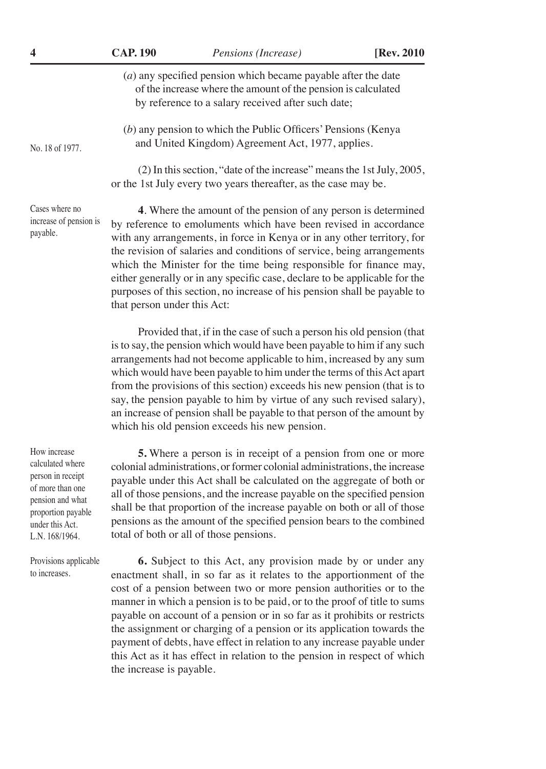(*a*) any specified pension which became payable after the date of the increase where the amount of the pension is calculated by reference to a salary received after such date;

(*b*) any pension to which the Public Officers' Pensions (Kenya and United Kingdom) Agreement Act, 1977, applies.

No. 18 of 1977.

(2) In this section, "date of the increase" means the 1st July, 2005, or the 1st July every two years thereafter, as the case may be.

Cases where no increase of pension is payable.

**4**. Where the amount of the pension of any person is determined by reference to emoluments which have been revised in accordance with any arrangements, in force in Kenya or in any other territory, for the revision of salaries and conditions of service, being arrangements which the Minister for the time being responsible for finance may, either generally or in any specific case, declare to be applicable for the purposes of this section, no increase of his pension shall be payable to that person under this Act:

Provided that, if in the case of such a person his old pension (that is to say, the pension which would have been payable to him if any such arrangements had not become applicable to him, increased by any sum which would have been payable to him under the terms of this Act apart from the provisions of this section) exceeds his new pension (that is to say, the pension payable to him by virtue of any such revised salary), an increase of pension shall be payable to that person of the amount by which his old pension exceeds his new pension.

How increase calculated where person in receipt of more than one pension and what proportion payable under this Act. L.N. 168/1964.

**5.** Where a person is in receipt of a pension from one or more colonial administrations, or former colonial administrations, the increase payable under this Act shall be calculated on the aggregate of both or all of those pensions, and the increase payable on the specified pension shall be that proportion of the increase payable on both or all of those pensions as the amount of the specified pension bears to the combined total of both or all of those pensions.

Provisions applicable to increases.

**6.** Subject to this Act, any provision made by or under any enactment shall, in so far as it relates to the apportionment of the cost of a pension between two or more pension authorities or to the manner in which a pension is to be paid, or to the proof of title to sums payable on account of a pension or in so far as it prohibits or restricts the assignment or charging of a pension or its application towards the payment of debts, have effect in relation to any increase payable under this Act as it has effect in relation to the pension in respect of which the increase is payable.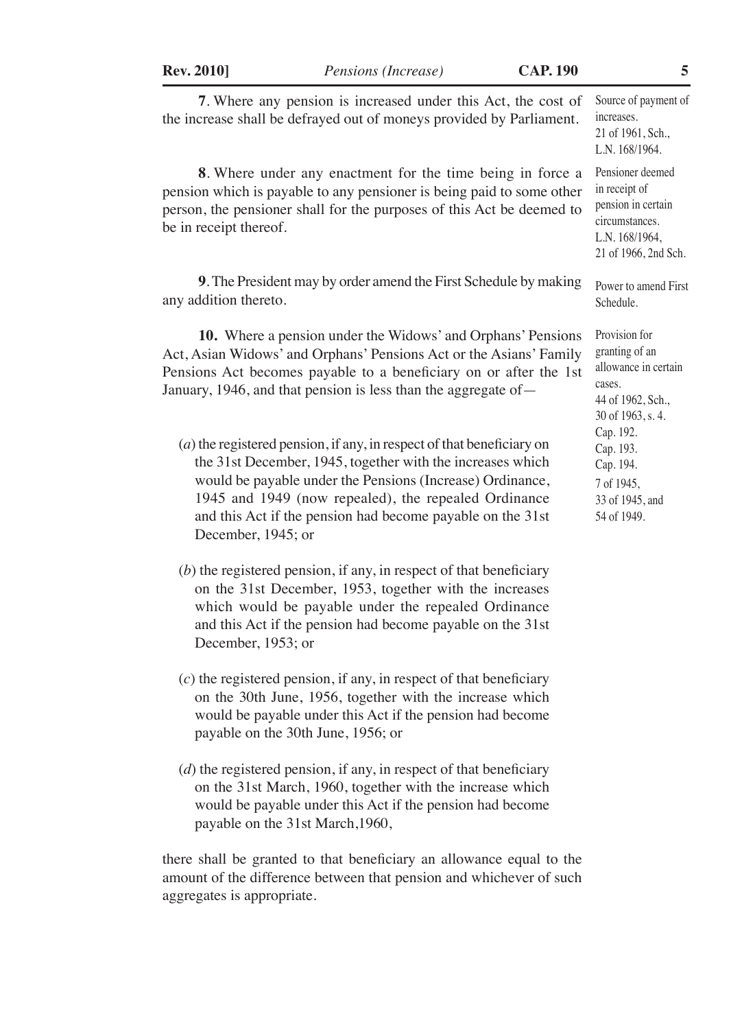**7**. Where any pension is increased under this Act, the cost of the increase shall be defrayed out of moneys provided by Parliament.

Source of payment of increases.
21 of 1961, Sch., L.N. 168/1964.

**8**. Where under any enactment for the time being in force a pension which is payable to any pensioner is being paid to some other person, the pensioner shall for the purposes of this Act be deemed to be in receipt thereof.

Pensioner deemed in receipt of pension in certain circumstances.
L.N. 168/1964, 21 of 1966, 2nd Sch.

**9**. The President may by order amend the First Schedule by making any addition thereto.

Power to amend First Schedule.

**10.** Where a pension under the Widows' and Orphans' Pensions Act, Asian Widows' and Orphans' Pensions Act or the Asians' Family Pensions Act becomes payable to a beneficiary on or after the 1st January, 1946, and that pension is less than the aggregate of—

Provision for granting of an allowance in certain cases.
44 of 1962, Sch., 30 of 1963, s. 4.
Cap. 192.
Cap. 193.
Cap. 194.
7 of 1945, 33 of 1945, and 54 of 1949.

(*a*) the registered pension, if any, in respect of that beneficiary on the 31st December, 1945, together with the increases which would be payable under the Pensions (Increase) Ordinance, 1945 and 1949 (now repealed), the repealed Ordinance and this Act if the pension had become payable on the 31st December, 1945; or

(*b*) the registered pension, if any, in respect of that beneficiary on the 31st December, 1953, together with the increases which would be payable under the repealed Ordinance and this Act if the pension had become payable on the 31st December, 1953; or

(*c*) the registered pension, if any, in respect of that beneficiary on the 30th June, 1956, together with the increase which would be payable under this Act if the pension had become payable on the 30th June, 1956; or

(*d*) the registered pension, if any, in respect of that beneficiary on the 31st March, 1960, together with the increase which would be payable under this Act if the pension had become payable on the 31st March,1960,

there shall be granted to that beneficiary an allowance equal to the amount of the difference between that pension and whichever of such aggregates is appropriate.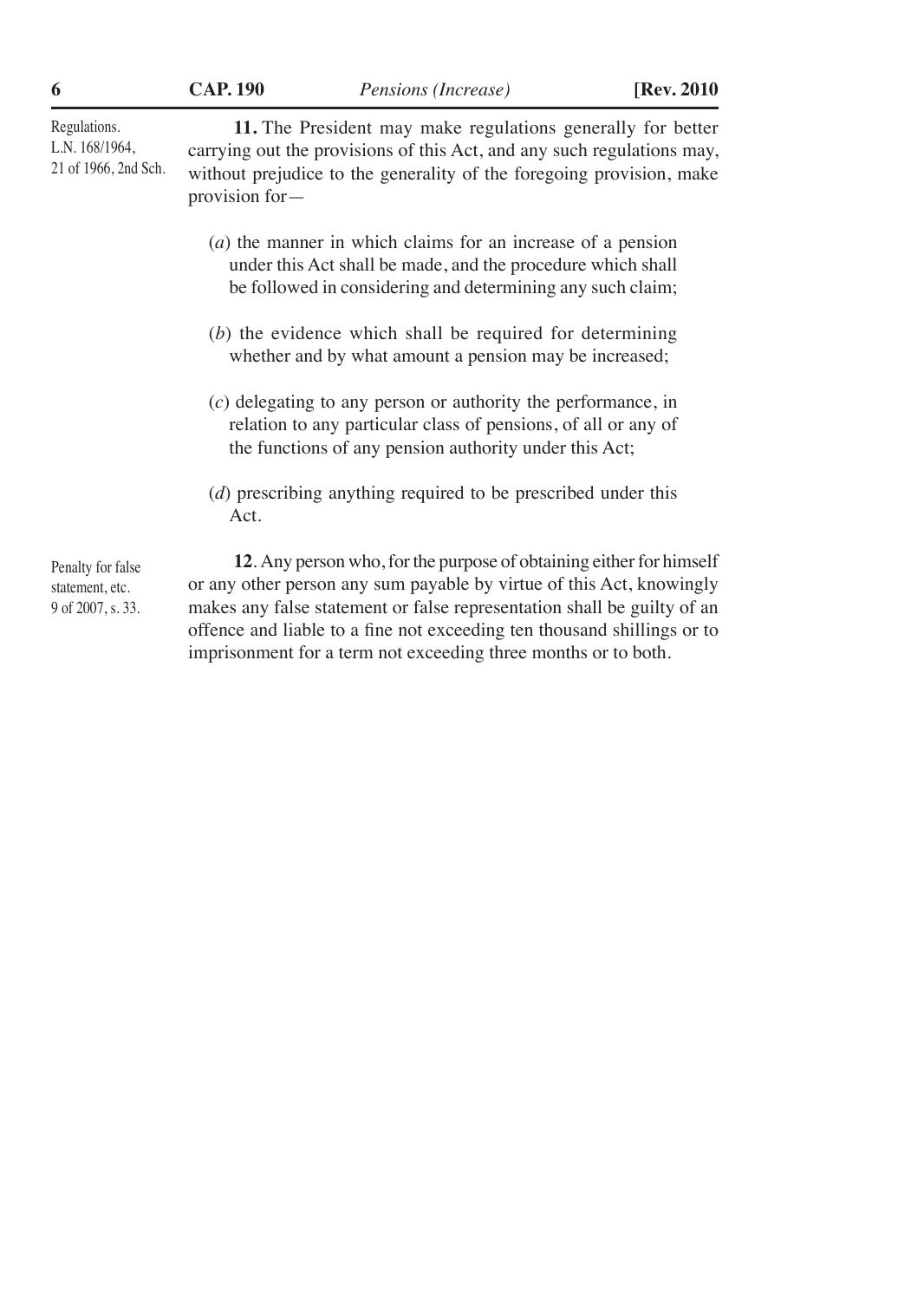Regulations.
L.N. 168/1964,
21 of 1966, 2nd Sch.

**11.** The President may make regulations generally for better carrying out the provisions of this Act, and any such regulations may, without prejudice to the generality of the foregoing provision, make provision for—

(*a*) the manner in which claims for an increase of a pension under this Act shall be made, and the procedure which shall be followed in considering and determining any such claim;

(*b*) the evidence which shall be required for determining whether and by what amount a pension may be increased;

(*c*) delegating to any person or authority the performance, in relation to any particular class of pensions, of all or any of the functions of any pension authority under this Act;

(*d*) prescribing anything required to be prescribed under this Act.

Penalty for false statement, etc.
9 of 2007, s. 33.

**12**. Any person who, for the purpose of obtaining either for himself or any other person any sum payable by virtue of this Act, knowingly makes any false statement or false representation shall be guilty of an offence and liable to a fine not exceeding ten thousand shillings or to imprisonment for a term not exceeding three months or to both.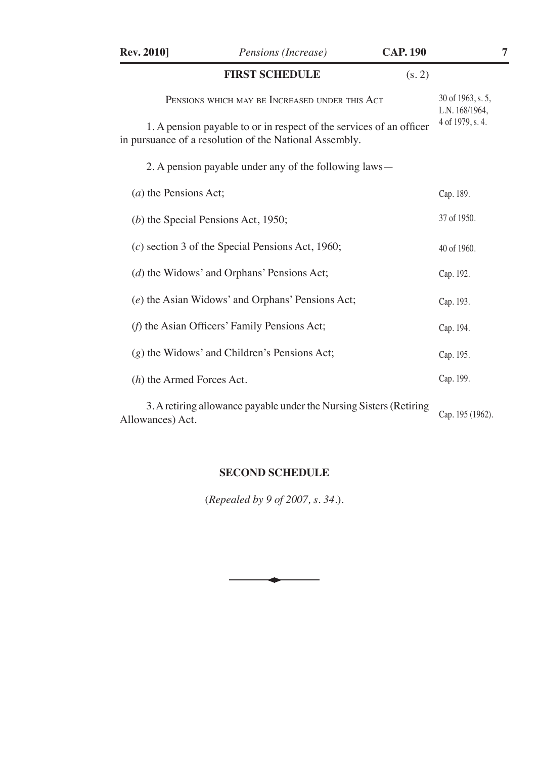## FIRST SCHEDULE

(s. 2)

PENSIONS WHICH MAY BE INCREASED UNDER THIS ACT

30 of 1963, s. 5, L.N. 168/1964, 4 of 1979, s. 4.

1. A pension payable to or in respect of the services of an officer in pursuance of a resolution of the National Assembly.

2. A pension payable under any of the following laws—

(*a*) the Pensions Act; Cap. 189.

(*b*) the Special Pensions Act, 1950; 37 of 1950.

(*c*) section 3 of the Special Pensions Act, 1960; 40 of 1960.

(*d*) the Widows' and Orphans' Pensions Act; Cap. 192.

(*e*) the Asian Widows' and Orphans' Pensions Act; Cap. 193.

(*f*) the Asian Officers' Family Pensions Act; Cap. 194.

(*g*) the Widows' and Children's Pensions Act; Cap. 195.

(*h*) the Armed Forces Act. Cap. 199.

3. A retiring allowance payable under the Nursing Sisters (Retiring Allowances) Act. Cap. 195 (1962).

## SECOND SCHEDULE

(*Repealed by 9 of 2007, s. 34.*).